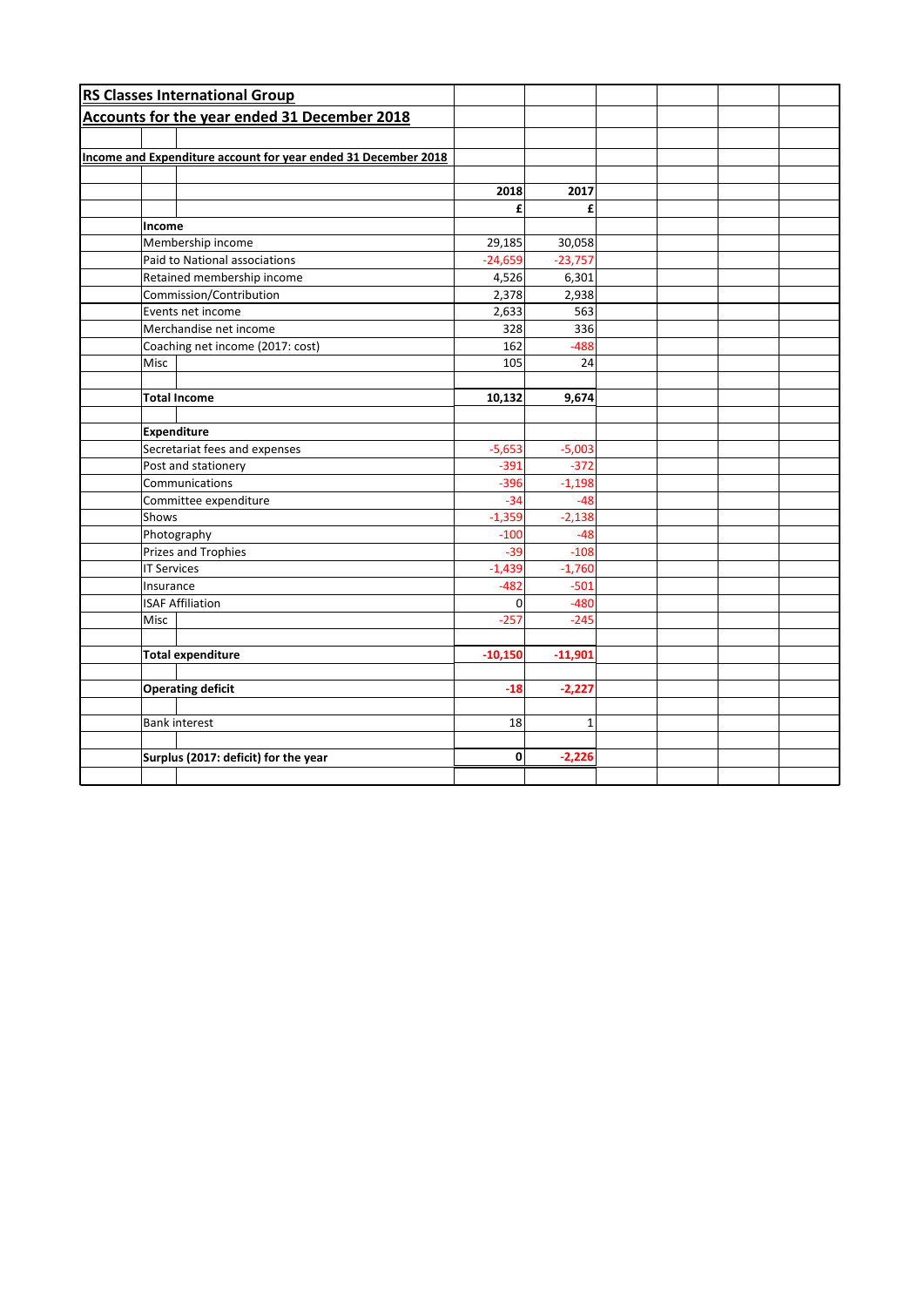# RS Classes International Group

## Accounts for the year ended 31 December 2018

### Income and Expenditure account for year ended 31 December 2018

| | 2018 | 2017 |
|---|---:|---:|
| | £ | £ |
| **Income** | | |
| Membership income | 29,185 | 30,058 |
| Paid to National associations | -24,659 | -23,757 |
| Retained membership income | 4,526 | 6,301 |
| Commission/Contribution | 2,378 | 2,938 |
| Events net income | 2,633 | 563 |
| Merchandise net income | 328 | 336 |
| Coaching net income (2017: cost) | 162 | -488 |
| Misc | 105 | 24 |
| | | |
| **Total Income** | **10,132** | **9,674** |
| | | |
| **Expenditure** | | |
| Secretariat fees and expenses | -5,653 | -5,003 |
| Post and stationery | -391 | -372 |
| Communications | -396 | -1,198 |
| Committee expenditure | -34 | -48 |
| Shows | -1,359 | -2,138 |
| Photography | -100 | -48 |
| Prizes and Trophies | -39 | -108 |
| IT Services | -1,439 | -1,760 |
| Insurance | -482 | -501 |
| ISAF Affiliation | 0 | -480 |
| Misc | -257 | -245 |
| | | |
| **Total expenditure** | **-10,150** | **-11,901** |
| | | |
| **Operating deficit** | **-18** | **-2,227** |
| | | |
| Bank interest | 18 | 1 |
| | | |
| **Surplus (2017: deficit) for the year** | **0** | **-2,226** |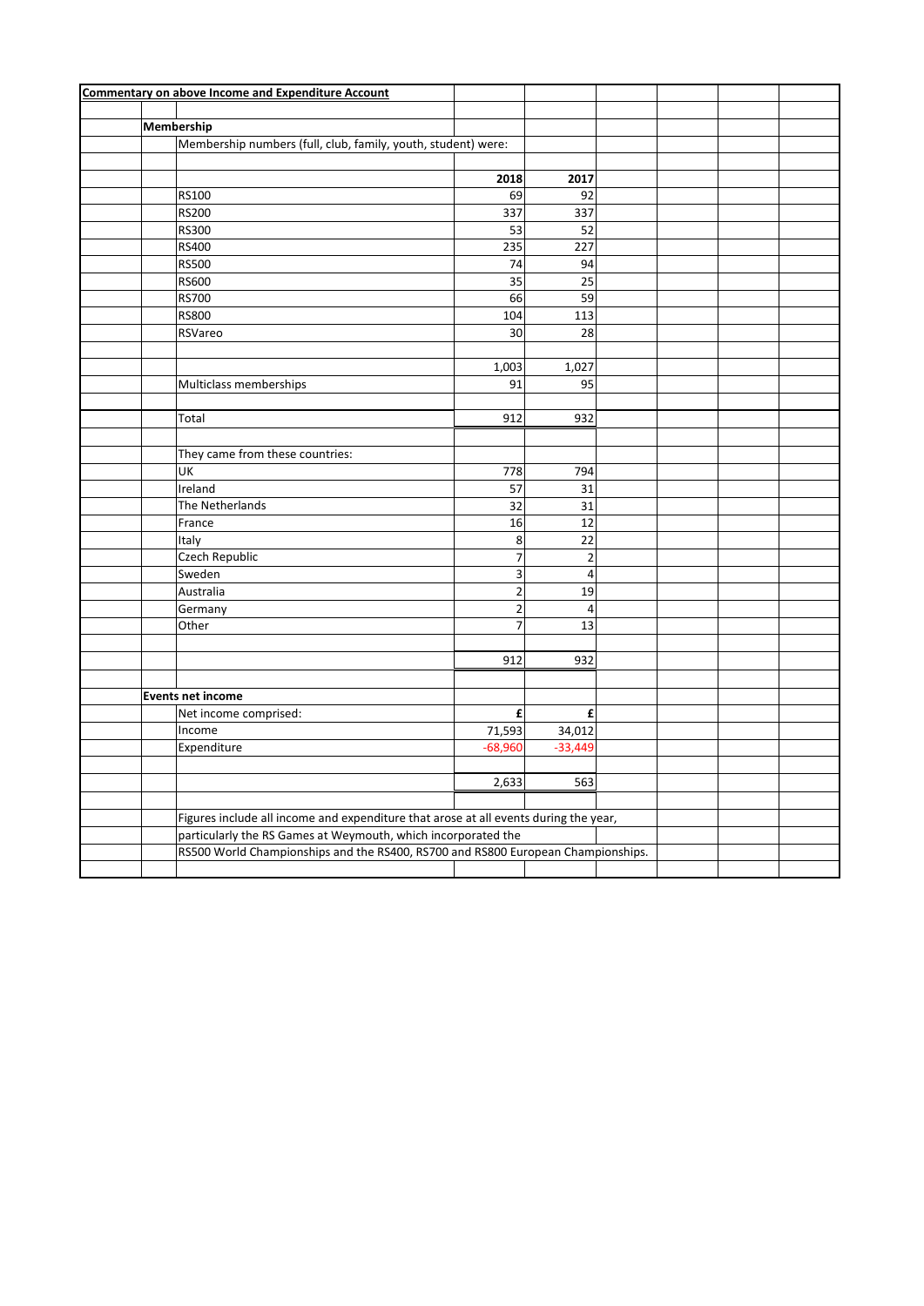**Commentary on above Income and Expenditure Account**

**Membership**

Membership numbers (full, club, family, youth, student) were:

| | 2018 | 2017 |
|---|---|---|
| RS100 | 69 | 92 |
| RS200 | 337 | 337 |
| RS300 | 53 | 52 |
| RS400 | 235 | 227 |
| RS500 | 74 | 94 |
| RS600 | 35 | 25 |
| RS700 | 66 | 59 |
| RS800 | 104 | 113 |
| RSVareo | 30 | 28 |
| | 1,003 | 1,027 |
| Multiclass memberships | 91 | 95 |
| Total | 912 | 932 |

They came from these countries:

| | 2018 | 2017 |
|---|---|---|
| UK | 778 | 794 |
| Ireland | 57 | 31 |
| The Netherlands | 32 | 31 |
| France | 16 | 12 |
| Italy | 8 | 22 |
| Czech Republic | 7 | 2 |
| Sweden | 3 | 4 |
| Australia | 2 | 19 |
| Germany | 2 | 4 |
| Other | 7 | 13 |
| | 912 | 932 |

**Events net income**

| Net income comprised: | £ | £ |
|---|---|---|
| Income | 71,593 | 34,012 |
| Expenditure | -68,960 | -33,449 |
| | 2,633 | 563 |

Figures include all income and expenditure that arose at all events during the year, particularly the RS Games at Weymouth, which incorporated the RS500 World Championships and the RS400, RS700 and RS800 European Championships.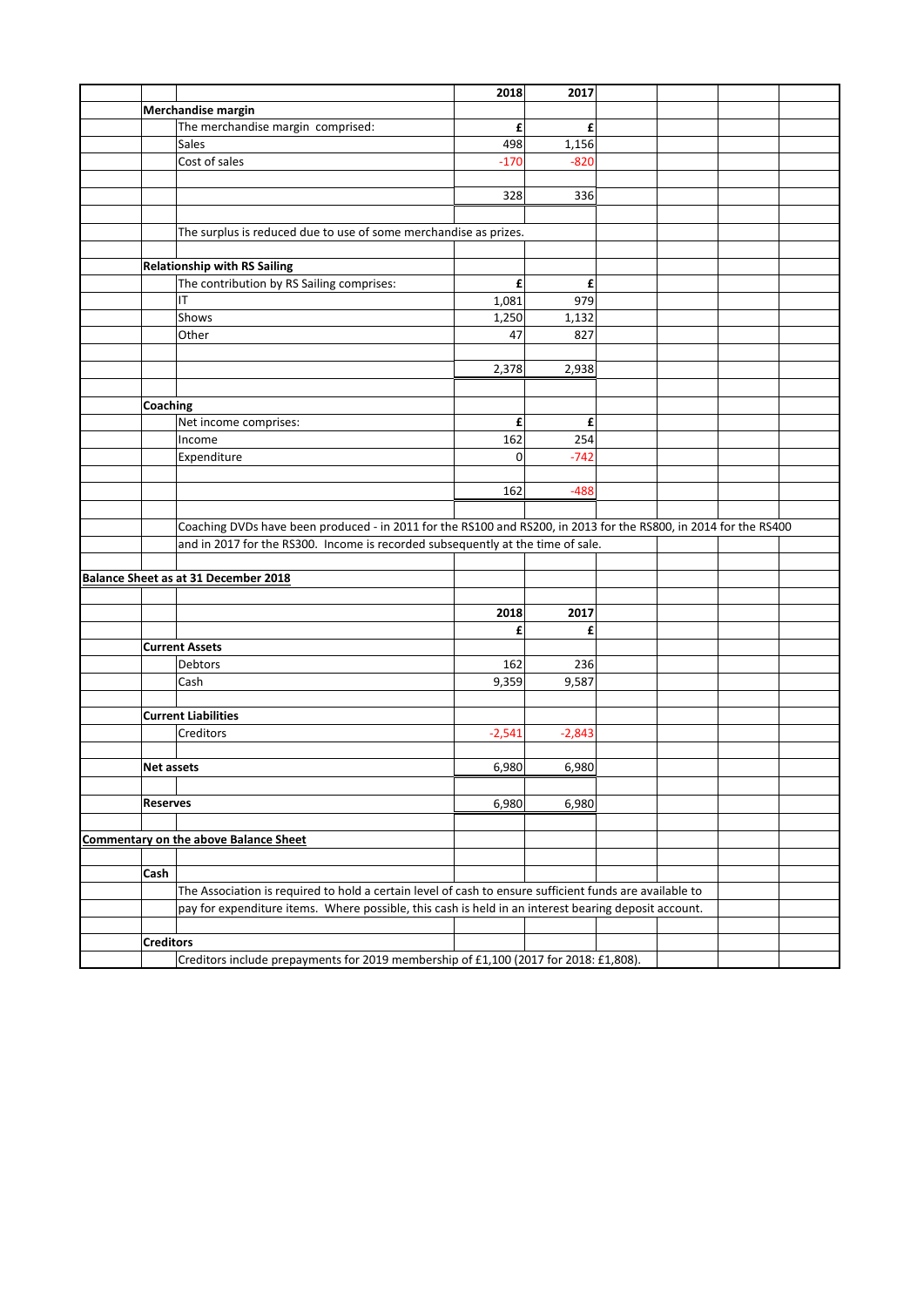| | | 2018 | 2017 |
|---|---|---|---|
| **Merchandise margin** | | | |
| | The merchandise margin comprised: | £ | £ |
| | Sales | 498 | 1,156 |
| | Cost of sales | -170 | -820 |
| | | 328 | 336 |

The surplus is reduced due to use of some merchandise as prizes.

| | | 2018 | 2017 |
|---|---|---|---|
| **Relationship with RS Sailing** | | | |
| | The contribution by RS Sailing comprises: | £ | £ |
| | IT | 1,081 | 979 |
| | Shows | 1,250 | 1,132 |
| | Other | 47 | 827 |
| | | 2,378 | 2,938 |

| | | 2018 | 2017 |
|---|---|---|---|
| **Coaching** | | | |
| | Net income comprises: | £ | £ |
| | Income | 162 | 254 |
| | Expenditure | 0 | -742 |
| | | 162 | -488 |

Coaching DVDs have been produced - in 2011 for the RS100 and RS200, in 2013 for the RS800, in 2014 for the RS400 and in 2017 for the RS300. Income is recorded subsequently at the time of sale.

## Balance Sheet as at 31 December 2018

| | | 2018 | 2017 |
|---|---|---|---|
| | | £ | £ |
| **Current Assets** | | | |
| | Debtors | 162 | 236 |
| | Cash | 9,359 | 9,587 |
| **Current Liabilities** | | | |
| | Creditors | -2,541 | -2,843 |
| **Net assets** | | 6,980 | 6,980 |
| **Reserves** | | 6,980 | 6,980 |

## Commentary on the above Balance Sheet

**Cash**

The Association is required to hold a certain level of cash to ensure sufficient funds are available to pay for expenditure items. Where possible, this cash is held in an interest bearing deposit account.

**Creditors**

Creditors include prepayments for 2019 membership of £1,100 (2017 for 2018: £1,808).